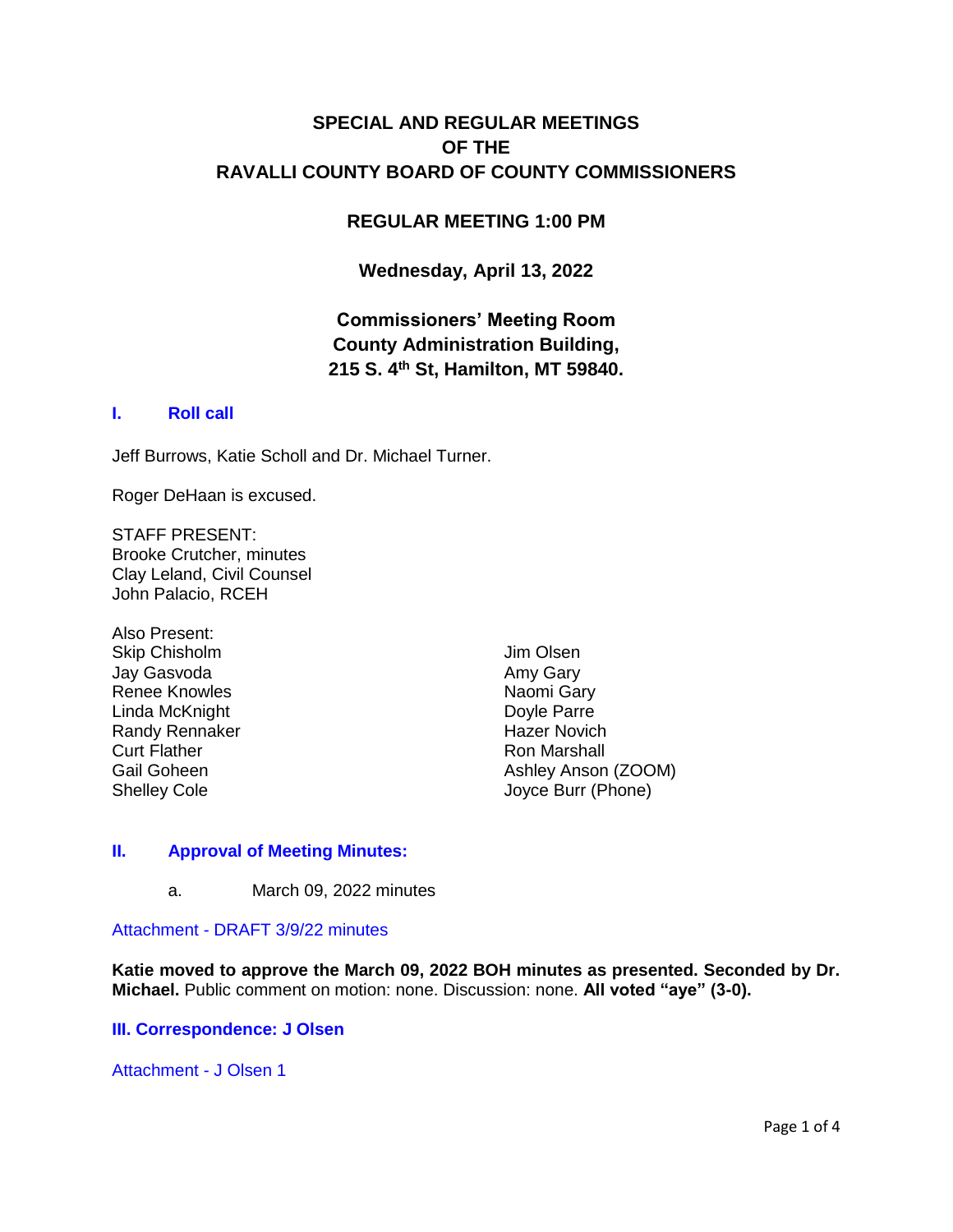# SPECIAL AND REGULAR MEETINGS OF THE RAVALLI COUNTY BOARD OF COUNTY COMMISSIONERS

## REGULAR MEETING 1:00 PM

**Wednesday, April 13, 2022**

**Commissioners' Meeting Room**
**County Administration Building,**
**215 S. 4th St, Hamilton, MT 59840.**

## I. Roll call

Jeff Burrows, Katie Scholl and Dr. Michael Turner.

Roger DeHaan is excused.

STAFF PRESENT:
Brooke Crutcher, minutes
Clay Leland, Civil Counsel
John Palacio, RCEH

Also Present:
Skip Chisholm
Jay Gasvoda
Renee Knowles
Linda McKnight
Randy Rennaker
Curt Flather
Gail Goheen
Shelley Cole
Jim Olsen
Amy Gary
Naomi Gary
Doyle Parre
Hazer Novich
Ron Marshall
Ashley Anson (ZOOM)
Joyce Burr (Phone)

## II. Approval of Meeting Minutes:

a. March 09, 2022 minutes

Attachment - DRAFT 3/9/22 minutes

**Katie moved to approve the March 09, 2022 BOH minutes as presented. Seconded by Dr. Michael.** Public comment on motion: none. Discussion: none. **All voted "aye" (3-0).**

## III. Correspondence: J Olsen

Attachment - J Olsen 1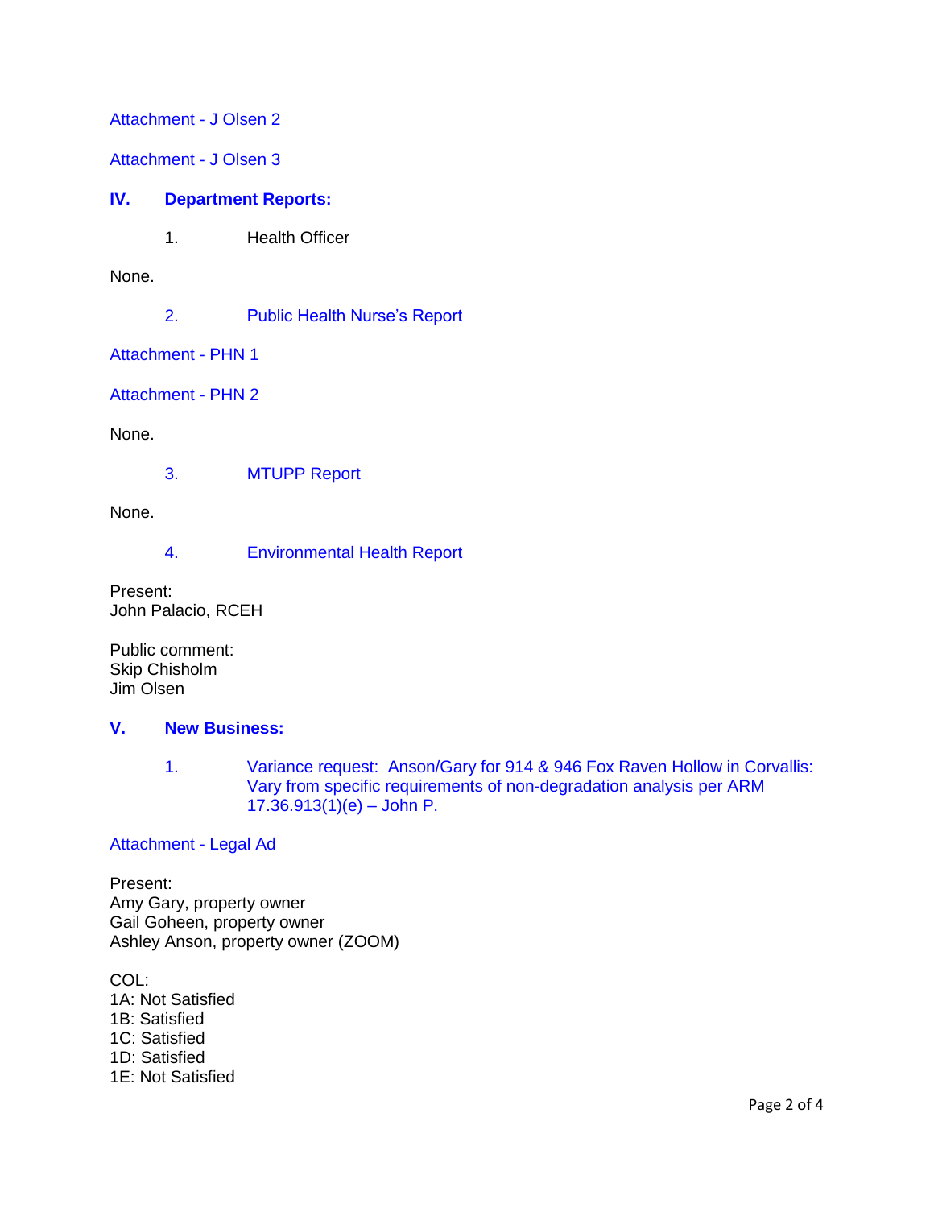Attachment - J Olsen 2

Attachment - J Olsen 3

## IV. Department Reports:

1. Health Officer

None.

2. Public Health Nurse's Report

Attachment - PHN 1

Attachment - PHN 2

None.

3. MTUPP Report

None.

4. Environmental Health Report

Present:
John Palacio, RCEH

Public comment:
Skip Chisholm
Jim Olsen

## V. New Business:

1. Variance request: Anson/Gary for 914 & 946 Fox Raven Hollow in Corvallis: Vary from specific requirements of non-degradation analysis per ARM 17.36.913(1)(e) – John P.

Attachment - Legal Ad

Present:
Amy Gary, property owner
Gail Goheen, property owner
Ashley Anson, property owner (ZOOM)

COL:
1A: Not Satisfied
1B: Satisfied
1C: Satisfied
1D: Satisfied
1E: Not Satisfied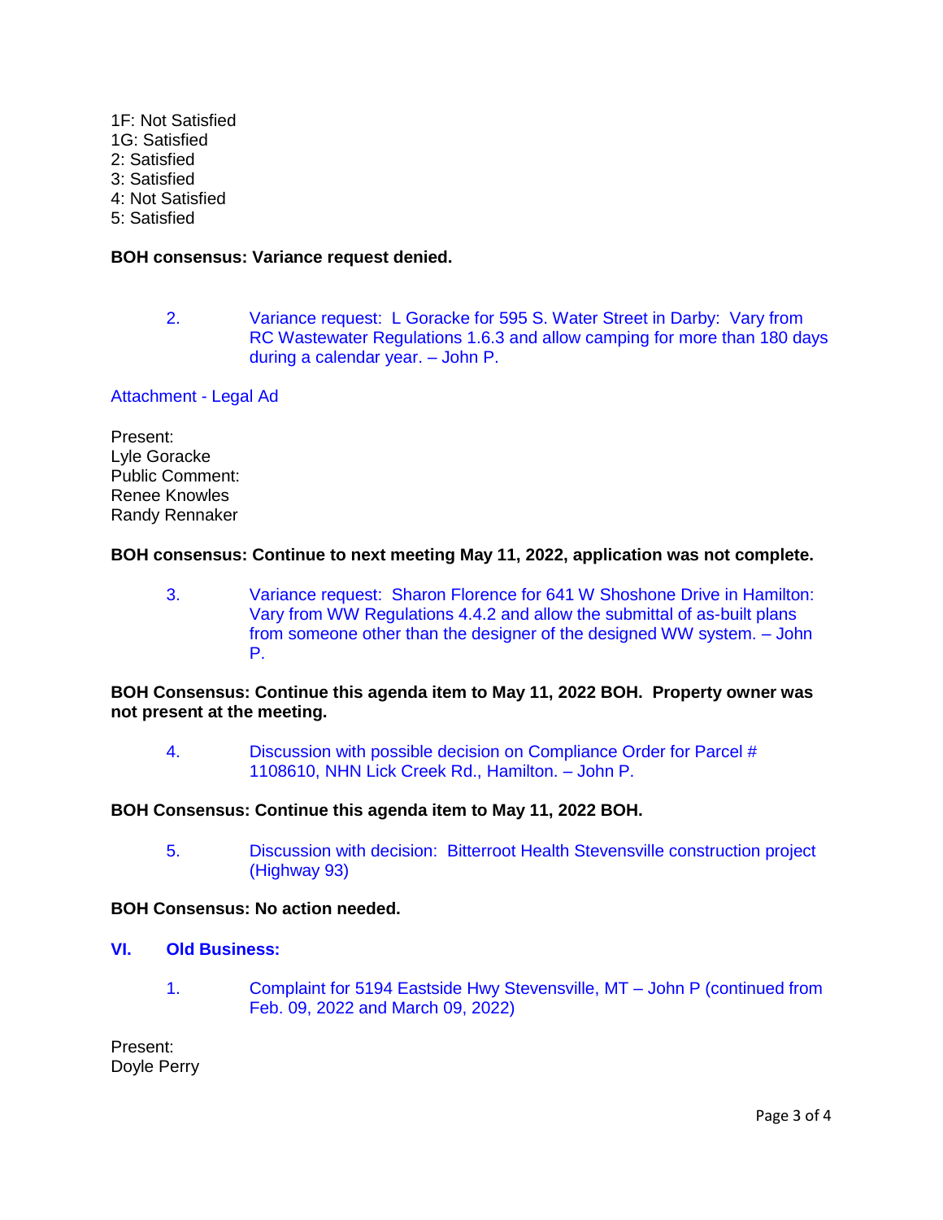1F: Not Satisfied
1G: Satisfied
2: Satisfied
3: Satisfied
4: Not Satisfied
5: Satisfied

**BOH consensus: Variance request denied.**

2. Variance request: L Goracke for 595 S. Water Street in Darby: Vary from RC Wastewater Regulations 1.6.3 and allow camping for more than 180 days during a calendar year. – John P.

Attachment - Legal Ad

Present:
Lyle Goracke
Public Comment:
Renee Knowles
Randy Rennaker

**BOH consensus: Continue to next meeting May 11, 2022, application was not complete.**

3. Variance request: Sharon Florence for 641 W Shoshone Drive in Hamilton: Vary from WW Regulations 4.4.2 and allow the submittal of as-built plans from someone other than the designer of the designed WW system. – John P.

**BOH Consensus: Continue this agenda item to May 11, 2022 BOH. Property owner was not present at the meeting.**

4. Discussion with possible decision on Compliance Order for Parcel # 1108610, NHN Lick Creek Rd., Hamilton. – John P.

**BOH Consensus: Continue this agenda item to May 11, 2022 BOH.**

5. Discussion with decision: Bitterroot Health Stevensville construction project (Highway 93)

**BOH Consensus: No action needed.**

## VI. Old Business:

1. Complaint for 5194 Eastside Hwy Stevensville, MT – John P (continued from Feb. 09, 2022 and March 09, 2022)

Present:
Doyle Perry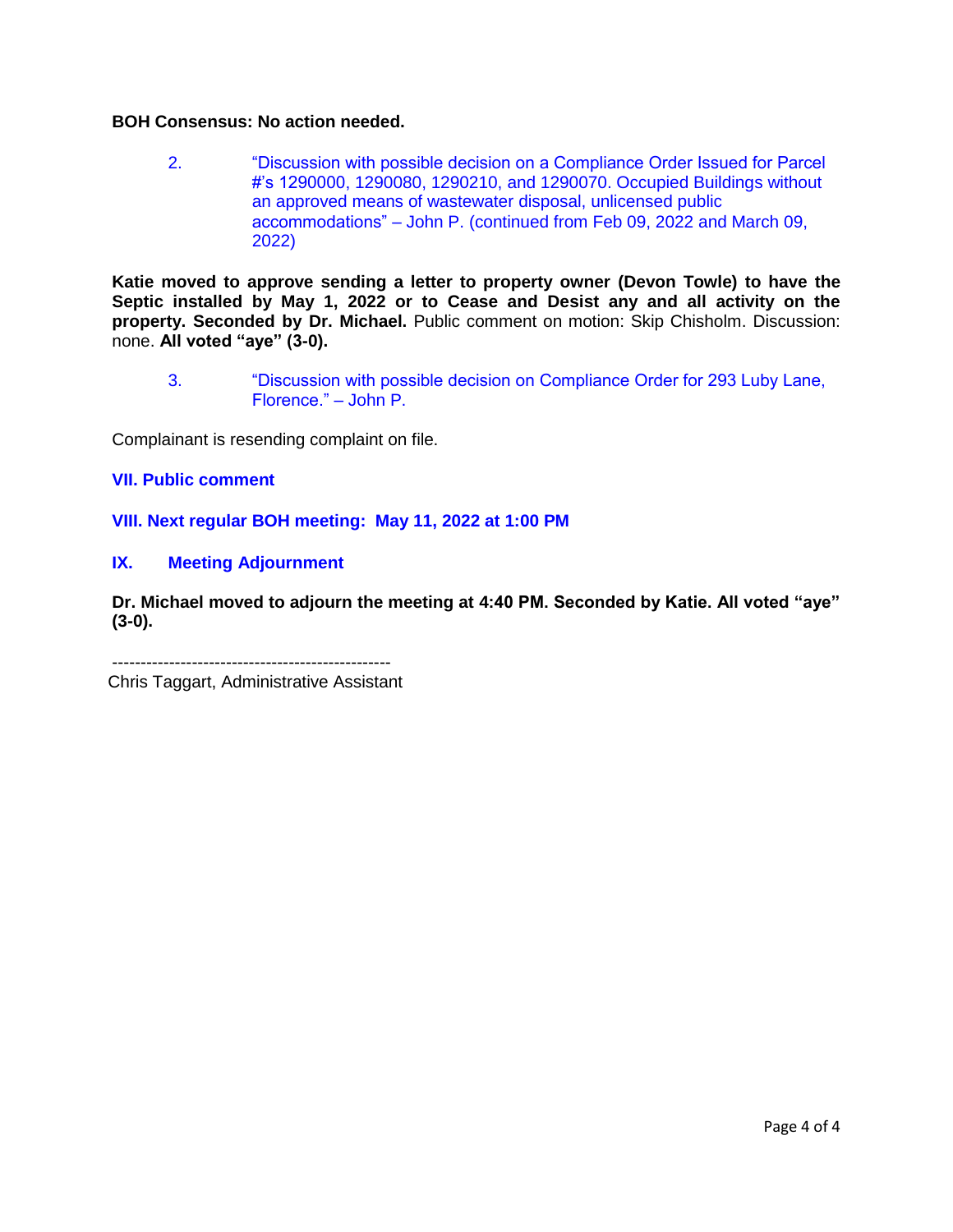**BOH Consensus: No action needed.**

2. “Discussion with possible decision on a Compliance Order Issued for Parcel #’s 1290000, 1290080, 1290210, and 1290070. Occupied Buildings without an approved means of wastewater disposal, unlicensed public accommodations” – John P. (continued from Feb 09, 2022 and March 09, 2022)

**Katie moved to approve sending a letter to property owner (Devon Towle) to have the Septic installed by May 1, 2022 or to Cease and Desist any and all activity on the property. Seconded by Dr. Michael.** Public comment on motion: Skip Chisholm. Discussion: none. **All voted “aye” (3-0).**

3. “Discussion with possible decision on Compliance Order for 293 Luby Lane, Florence.” – John P.

Complainant is resending complaint on file.

## VII. Public comment

## VIII. Next regular BOH meeting: May 11, 2022 at 1:00 PM

## IX. Meeting Adjournment

**Dr. Michael moved to adjourn the meeting at 4:40 PM. Seconded by Katie. All voted “aye” (3-0).**

-------------------------------------------------

Chris Taggart, Administrative Assistant